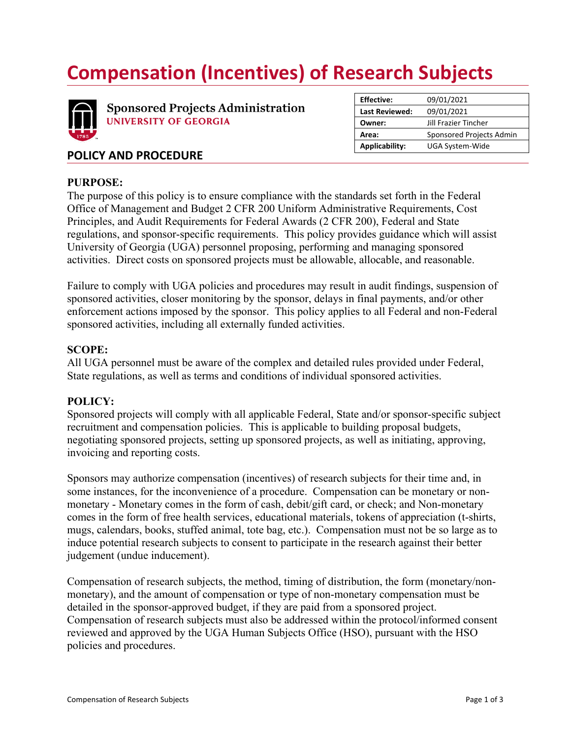# Compensation (Incentives) of Research Subjects

**Sponsored Projects Administration**
**UNIVERSITY OF GEORGIA**

| **Effective:** | 09/01/2021 |
| --- | --- |
| **Last Reviewed:** | 09/01/2021 |
| **Owner:** | Jill Frazier Tincher |
| **Area:** | Sponsored Projects Admin |
| **Applicability:** | UGA System-Wide |

## POLICY AND PROCEDURE

### PURPOSE:

The purpose of this policy is to ensure compliance with the standards set forth in the Federal Office of Management and Budget 2 CFR 200 Uniform Administrative Requirements, Cost Principles, and Audit Requirements for Federal Awards (2 CFR 200), Federal and State regulations, and sponsor-specific requirements. This policy provides guidance which will assist University of Georgia (UGA) personnel proposing, performing and managing sponsored activities. Direct costs on sponsored projects must be allowable, allocable, and reasonable.

Failure to comply with UGA policies and procedures may result in audit findings, suspension of sponsored activities, closer monitoring by the sponsor, delays in final payments, and/or other enforcement actions imposed by the sponsor. This policy applies to all Federal and non-Federal sponsored activities, including all externally funded activities.

### SCOPE:

All UGA personnel must be aware of the complex and detailed rules provided under Federal, State regulations, as well as terms and conditions of individual sponsored activities.

### POLICY:

Sponsored projects will comply with all applicable Federal, State and/or sponsor-specific subject recruitment and compensation policies. This is applicable to building proposal budgets, negotiating sponsored projects, setting up sponsored projects, as well as initiating, approving, invoicing and reporting costs.

Sponsors may authorize compensation (incentives) of research subjects for their time and, in some instances, for the inconvenience of a procedure. Compensation can be monetary or non-monetary - Monetary comes in the form of cash, debit/gift card, or check; and Non-monetary comes in the form of free health services, educational materials, tokens of appreciation (t-shirts, mugs, calendars, books, stuffed animal, tote bag, etc.). Compensation must not be so large as to induce potential research subjects to consent to participate in the research against their better judgement (undue inducement).

Compensation of research subjects, the method, timing of distribution, the form (monetary/non-monetary), and the amount of compensation or type of non-monetary compensation must be detailed in the sponsor-approved budget, if they are paid from a sponsored project. Compensation of research subjects must also be addressed within the protocol/informed consent reviewed and approved by the UGA Human Subjects Office (HSO), pursuant with the HSO policies and procedures.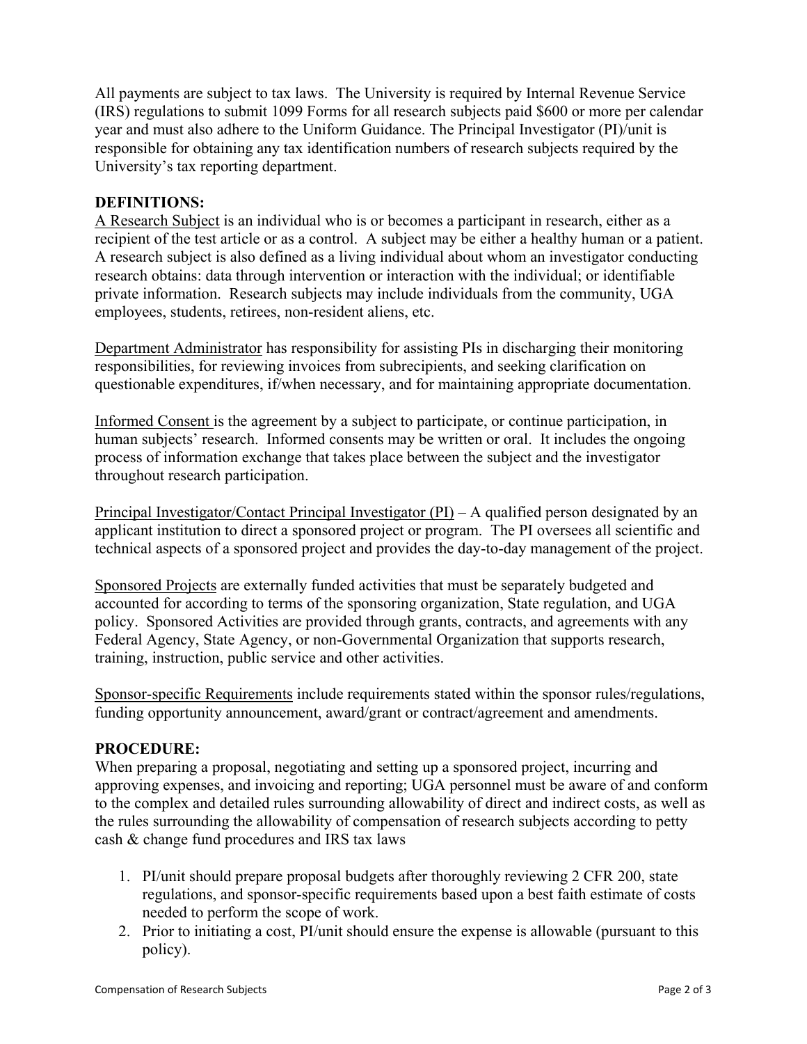All payments are subject to tax laws. The University is required by Internal Revenue Service (IRS) regulations to submit 1099 Forms for all research subjects paid $600 or more per calendar year and must also adhere to the Uniform Guidance. The Principal Investigator (PI)/unit is responsible for obtaining any tax identification numbers of research subjects required by the University's tax reporting department.

**DEFINITIONS:**

A Research Subject is an individual who is or becomes a participant in research, either as a recipient of the test article or as a control. A subject may be either a healthy human or a patient. A research subject is also defined as a living individual about whom an investigator conducting research obtains: data through intervention or interaction with the individual; or identifiable private information. Research subjects may include individuals from the community, UGA employees, students, retirees, non-resident aliens, etc.

Department Administrator has responsibility for assisting PIs in discharging their monitoring responsibilities, for reviewing invoices from subrecipients, and seeking clarification on questionable expenditures, if/when necessary, and for maintaining appropriate documentation.

Informed Consent is the agreement by a subject to participate, or continue participation, in human subjects' research. Informed consents may be written or oral. It includes the ongoing process of information exchange that takes place between the subject and the investigator throughout research participation.

Principal Investigator/Contact Principal Investigator (PI) – A qualified person designated by an applicant institution to direct a sponsored project or program. The PI oversees all scientific and technical aspects of a sponsored project and provides the day-to-day management of the project.

Sponsored Projects are externally funded activities that must be separately budgeted and accounted for according to terms of the sponsoring organization, State regulation, and UGA policy. Sponsored Activities are provided through grants, contracts, and agreements with any Federal Agency, State Agency, or non-Governmental Organization that supports research, training, instruction, public service and other activities.

Sponsor-specific Requirements include requirements stated within the sponsor rules/regulations, funding opportunity announcement, award/grant or contract/agreement and amendments.

**PROCEDURE:**

When preparing a proposal, negotiating and setting up a sponsored project, incurring and approving expenses, and invoicing and reporting; UGA personnel must be aware of and conform to the complex and detailed rules surrounding allowability of direct and indirect costs, as well as the rules surrounding the allowability of compensation of research subjects according to petty cash & change fund procedures and IRS tax laws

1. PI/unit should prepare proposal budgets after thoroughly reviewing 2 CFR 200, state regulations, and sponsor-specific requirements based upon a best faith estimate of costs needed to perform the scope of work.
2. Prior to initiating a cost, PI/unit should ensure the expense is allowable (pursuant to this policy).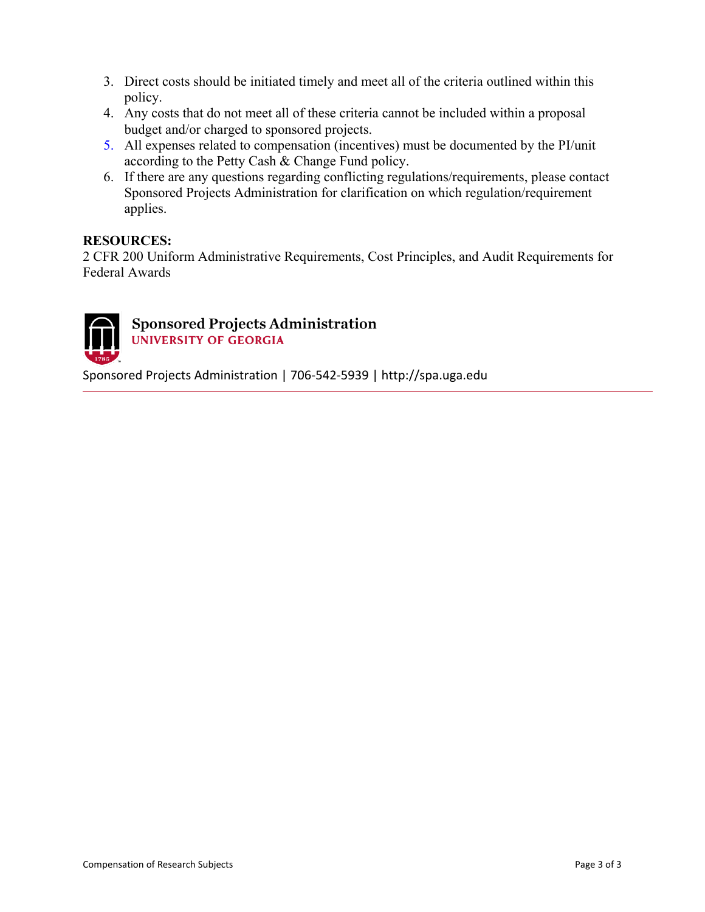3. Direct costs should be initiated timely and meet all of the criteria outlined within this policy.
4. Any costs that do not meet all of these criteria cannot be included within a proposal budget and/or charged to sponsored projects.
5. All expenses related to compensation (incentives) must be documented by the PI/unit according to the Petty Cash & Change Fund policy.
6. If there are any questions regarding conflicting regulations/requirements, please contact Sponsored Projects Administration for clarification on which regulation/requirement applies.

**RESOURCES:**

2 CFR 200 Uniform Administrative Requirements, Cost Principles, and Audit Requirements for Federal Awards

**Sponsored Projects Administration**
**UNIVERSITY OF GEORGIA**

Sponsored Projects Administration | 706-542-5939 | http://spa.uga.edu